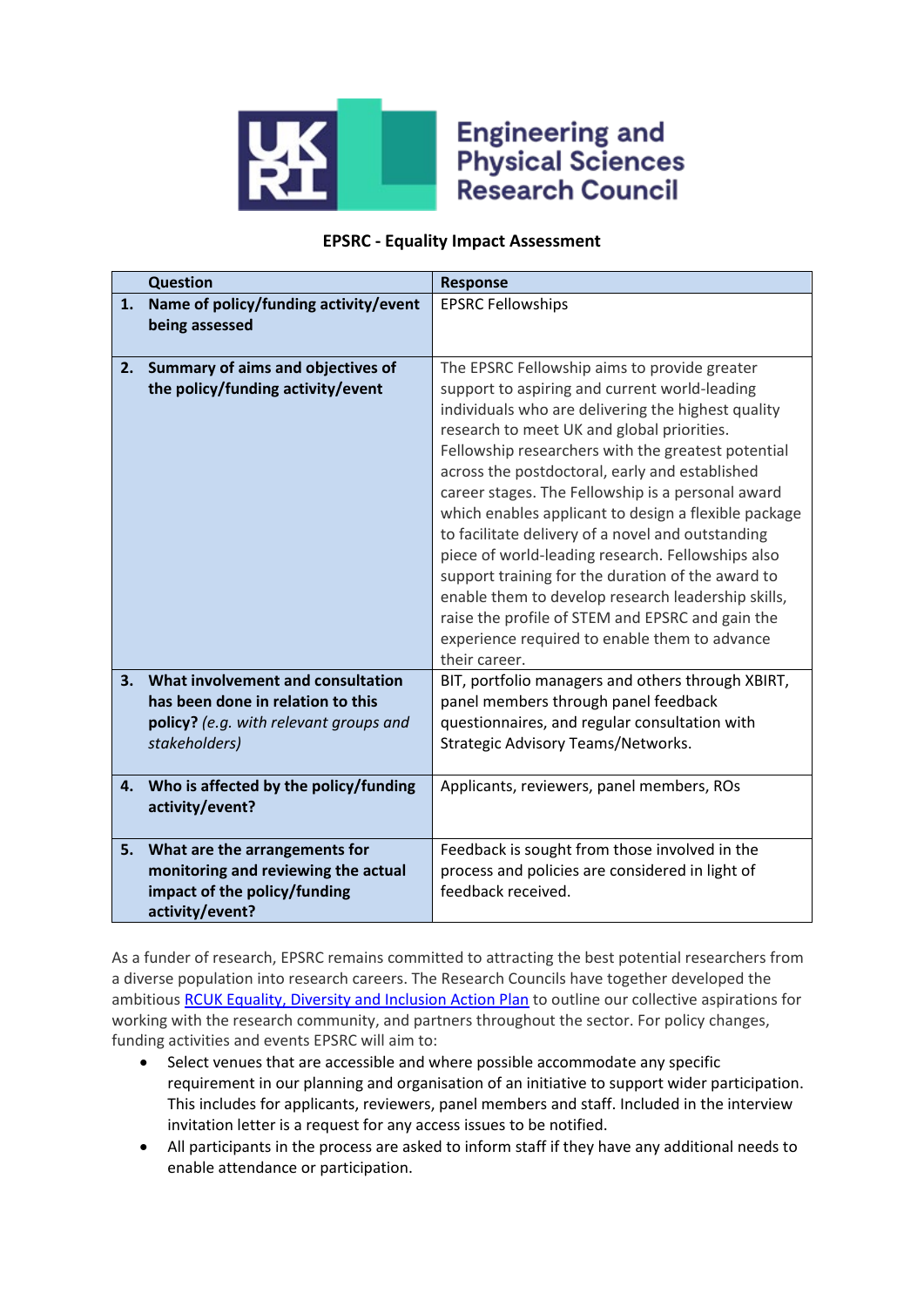Engineering and Physical Sciences Research Council

**EPSRC - Equality Impact Assessment**

| | Question | Response |
|---|---|---|
| **1.** | **Name of policy/funding activity/event being assessed** | EPSRC Fellowships |
| **2.** | **Summary of aims and objectives of the policy/funding activity/event** | The EPSRC Fellowship aims to provide greater support to aspiring and current world-leading individuals who are delivering the highest quality research to meet UK and global priorities. Fellowship researchers with the greatest potential across the postdoctoral, early and established career stages. The Fellowship is a personal award which enables applicant to design a flexible package to facilitate delivery of a novel and outstanding piece of world-leading research. Fellowships also support training for the duration of the award to enable them to develop research leadership skills, raise the profile of STEM and EPSRC and gain the experience required to enable them to advance their career. |
| **3.** | **What involvement and consultation has been done in relation to this policy?** *(e.g. with relevant groups and stakeholders)* | BIT, portfolio managers and others through XBIRT, panel members through panel feedback questionnaires, and regular consultation with Strategic Advisory Teams/Networks. |
| **4.** | **Who is affected by the policy/funding activity/event?** | Applicants, reviewers, panel members, ROs |
| **5.** | **What are the arrangements for monitoring and reviewing the actual impact of the policy/funding activity/event?** | Feedback is sought from those involved in the process and policies are considered in light of feedback received. |

As a funder of research, EPSRC remains committed to attracting the best potential researchers from a diverse population into research careers. The Research Councils have together developed the ambitious RCUK Equality, Diversity and Inclusion Action Plan to outline our collective aspirations for working with the research community, and partners throughout the sector. For policy changes, funding activities and events EPSRC will aim to:

- Select venues that are accessible and where possible accommodate any specific requirement in our planning and organisation of an initiative to support wider participation. This includes for applicants, reviewers, panel members and staff. Included in the interview invitation letter is a request for any access issues to be notified.
- All participants in the process are asked to inform staff if they have any additional needs to enable attendance or participation.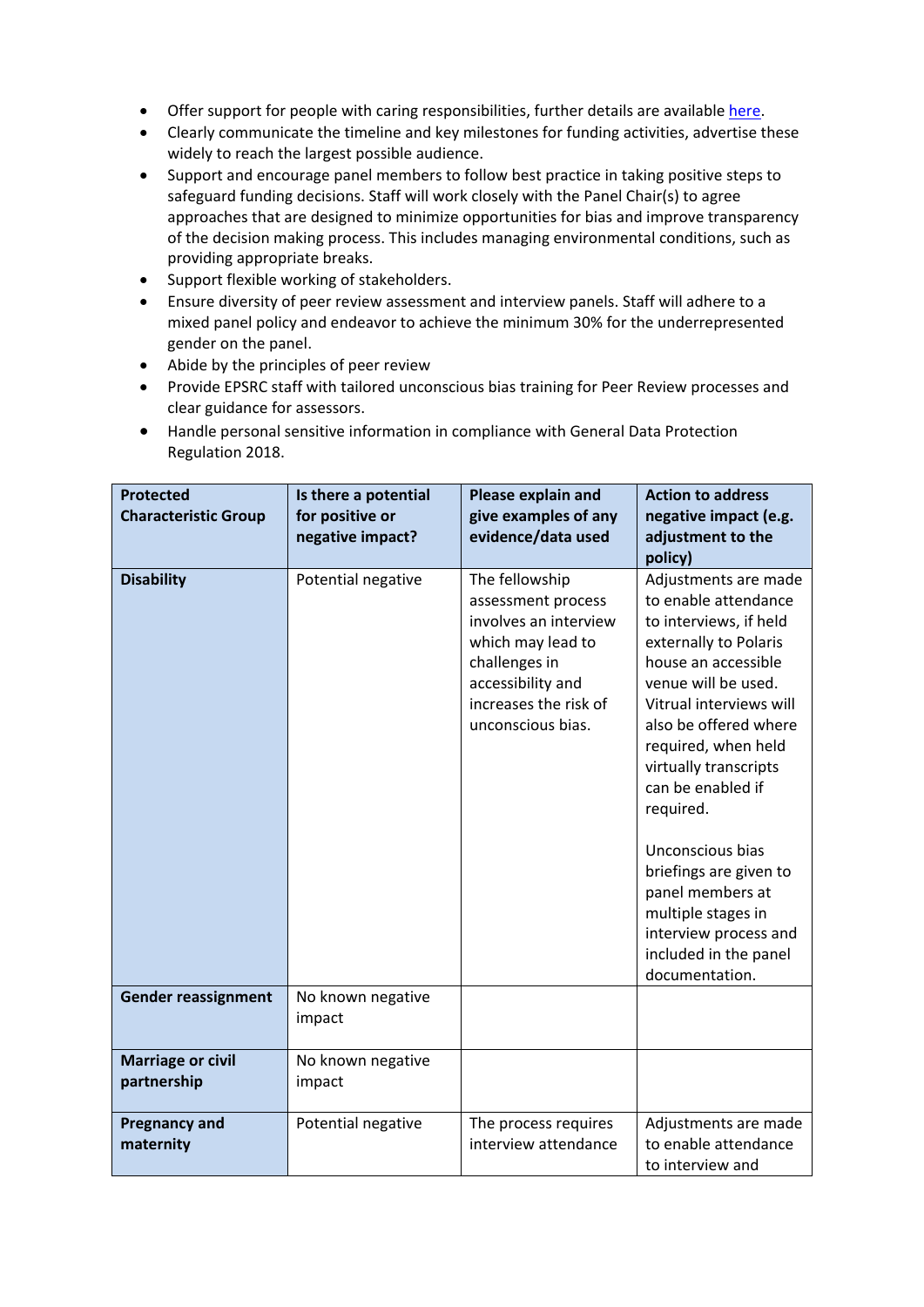- Offer support for people with caring responsibilities, further details are available [here](#).
- Clearly communicate the timeline and key milestones for funding activities, advertise these widely to reach the largest possible audience.
- Support and encourage panel members to follow best practice in taking positive steps to safeguard funding decisions. Staff will work closely with the Panel Chair(s) to agree approaches that are designed to minimize opportunities for bias and improve transparency of the decision making process. This includes managing environmental conditions, such as providing appropriate breaks.
- Support flexible working of stakeholders.
- Ensure diversity of peer review assessment and interview panels. Staff will adhere to a mixed panel policy and endeavor to achieve the minimum 30% for the underrepresented gender on the panel.
- Abide by the principles of peer review
- Provide EPSRC staff with tailored unconscious bias training for Peer Review processes and clear guidance for assessors.
- Handle personal sensitive information in compliance with General Data Protection Regulation 2018.

| Protected Characteristic Group | Is there a potential for positive or negative impact? | Please explain and give examples of any evidence/data used | Action to address negative impact (e.g. adjustment to the policy) |
|---|---|---|---|
| **Disability** | Potential negative | The fellowship assessment process involves an interview which may lead to challenges in accessibility and increases the risk of unconscious bias. | Adjustments are made to enable attendance to interviews, if held externally to Polaris house an accessible venue will be used. Vitrual interviews will also be offered where required, when held virtually transcripts can be enabled if required.<br><br>Unconscious bias briefings are given to panel members at multiple stages in interview process and included in the panel documentation. |
| **Gender reassignment** | No known negative impact | | |
| **Marriage or civil partnership** | No known negative impact | | |
| **Pregnancy and maternity** | Potential negative | The process requires interview attendance | Adjustments are made to enable attendance to interview and |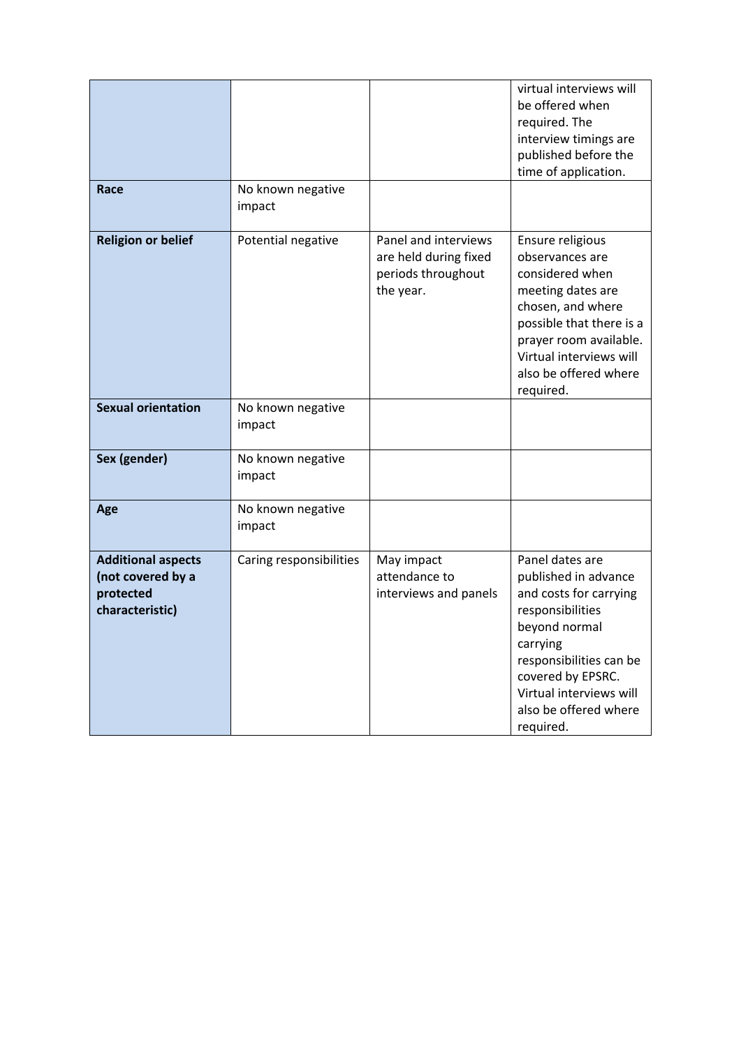| | | | |
|---|---|---|---|
| | | | virtual interviews will be offered when required. The interview timings are published before the time of application. |
| **Race** | No known negative impact | | |
| **Religion or belief** | Potential negative | Panel and interviews are held during fixed periods throughout the year. | Ensure religious observances are considered when meeting dates are chosen, and where possible that there is a prayer room available. Virtual interviews will also be offered where required. |
| **Sexual orientation** | No known negative impact | | |
| **Sex (gender)** | No known negative impact | | |
| **Age** | No known negative impact | | |
| **Additional aspects (not covered by a protected characteristic)** | Caring responsibilities | May impact attendance to interviews and panels | Panel dates are published in advance and costs for carrying responsibilities beyond normal carrying responsibilities can be covered by EPSRC. Virtual interviews will also be offered where required. |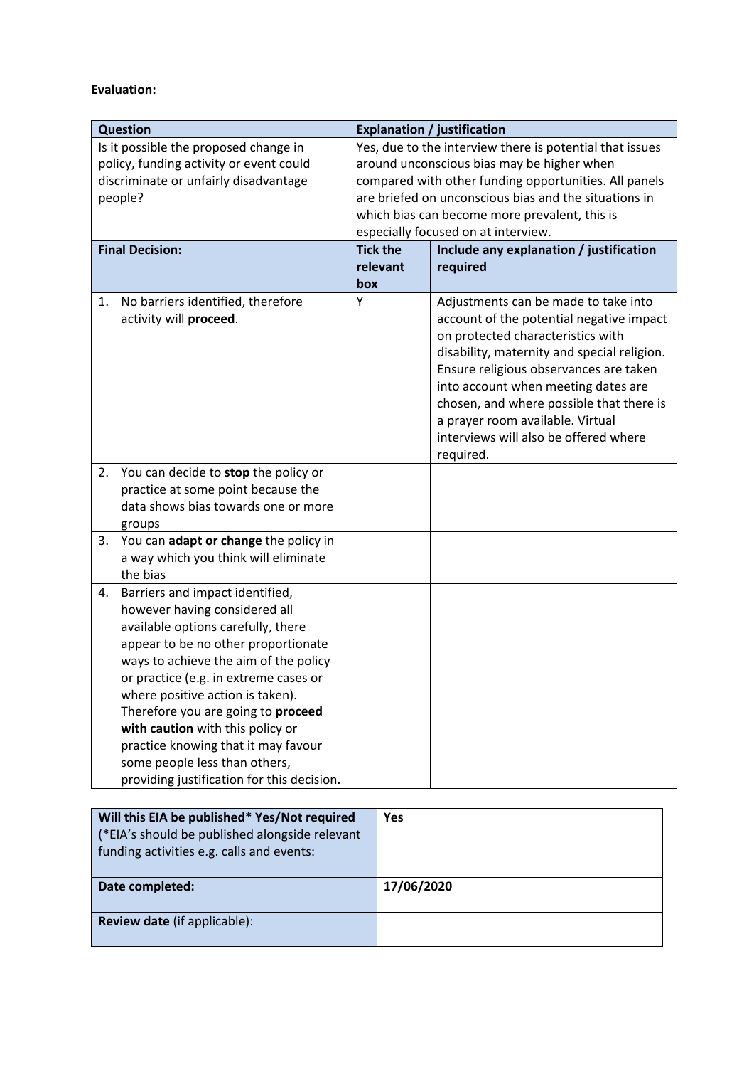**Evaluation:**

| Question | Explanation / justification | |
|---|---|---|
| Is it possible the proposed change in policy, funding activity or event could discriminate or unfairly disadvantage people? | Yes, due to the interview there is potential that issues around unconscious bias may be higher when compared with other funding opportunities. All panels are briefed on unconscious bias and the situations in which bias can become more prevalent, this is especially focused on at interview. | |
| **Final Decision:** | **Tick the relevant box** | **Include any explanation / justification required** |
| 1. No barriers identified, therefore activity will **proceed**. | Y | Adjustments can be made to take into account of the potential negative impact on protected characteristics with disability, maternity and special religion. Ensure religious observances are taken into account when meeting dates are chosen, and where possible that there is a prayer room available. Virtual interviews will also be offered where required. |
| 2. You can decide to **stop** the policy or practice at some point because the data shows bias towards one or more groups | | |
| 3. You can **adapt or change** the policy in a way which you think will eliminate the bias | | |
| 4. Barriers and impact identified, however having considered all available options carefully, there appear to be no other proportionate ways to achieve the aim of the policy or practice (e.g. in extreme cases or where positive action is taken). Therefore you are going to **proceed with caution** with this policy or practice knowing that it may favour some people less than others, providing justification for this decision. | | |

| **Will this EIA be published\* Yes/Not required** (\*EIA's should be published alongside relevant funding activities e.g. calls and events: | **Yes** |
|---|---|
| **Date completed:** | **17/06/2020** |
| **Review date** (if applicable): | |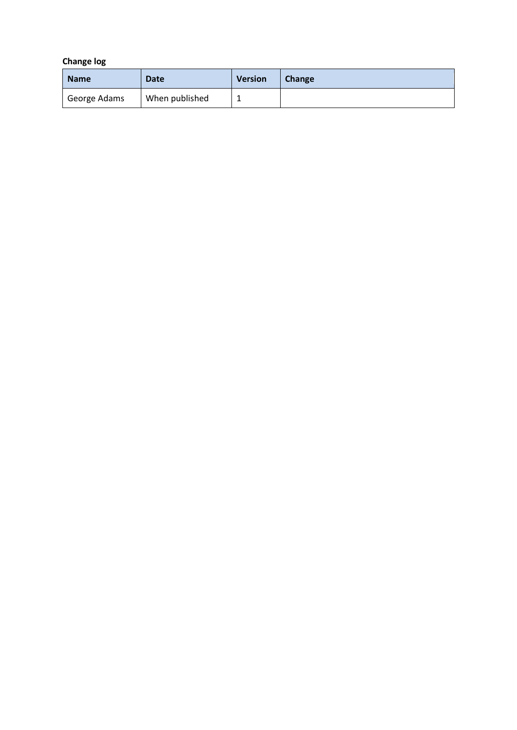**Change log**

| Name | Date | Version | Change |
| --- | --- | --- | --- |
| George Adams | When published | 1 | |